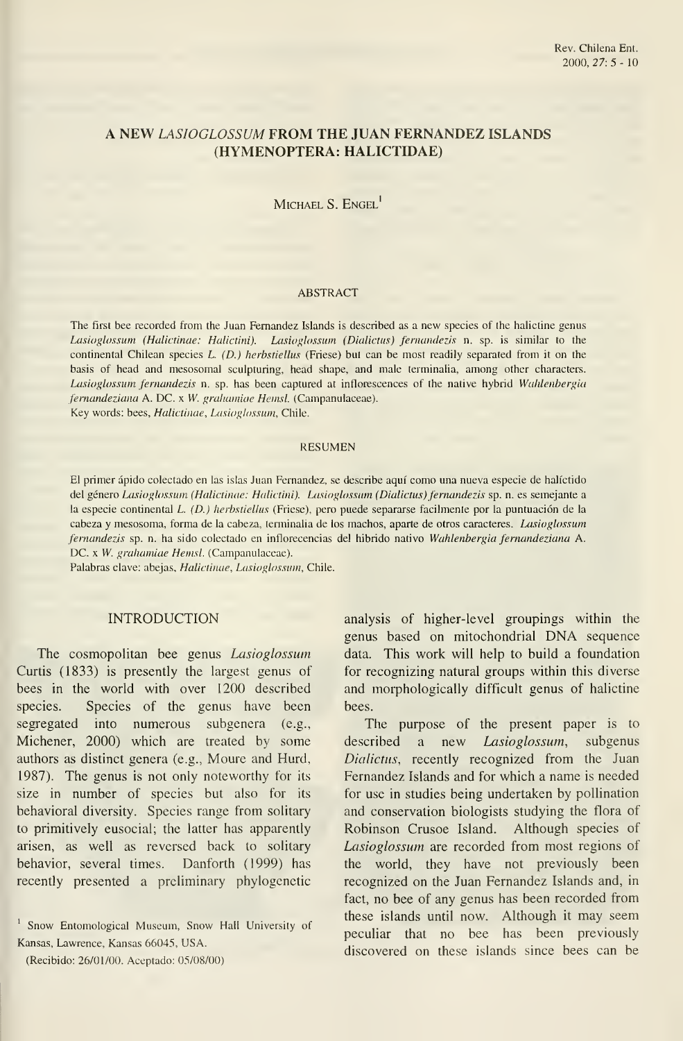# A NEW *LASIOGLOSSUM* FROM THE JUAN FERNANDEZ ISLANDS (HYMENOPTERA: HALICTIDAE)

MICHAEL S. ENGEL[1]

## ABSTRACT

The first bee recorded from the Juan Fernandez Islands is described as a new species of the halictine genus *Lasioglossum (Halictinae: Halictini)*. *Lasioglossum (Dialictus) fernandezis* n. sp. is similar to the continental Chilean species *L. (D.) herbstiellus* (Friese) but can be most readily separated from it on the basis of head and mesosomal sculpturing, head shape, and male terminalia, among other characters. *Lasioglossum fernandezis* n. sp. has been captured at inflorescences of the native hybrid *Wahlenbergia fernandeziana* A. DC. x *W. grahamiae Hemsl.* (Campanulaceae).

Key words: bees, *Halictinae*, *Lasioglossum*, Chile.

## RESUMEN

El primer ápido colectado en las islas Juan Fernandez, se describe aquí como una nueva especie de halíctido del género *Lasioglossum (Halictinae: Halictini)*. *Lasioglossum (Dialictus) fernandezis* sp. n. es semejante a la especie continental *L. (D.) herbstiellus* (Friese), pero puede separarse facilmente por la puntuación de la cabeza y mesosoma, forma de la cabeza, terminalia de los machos, aparte de otros caracteres. *Lasioglossum fernandezis* sp. n. ha sido colectado en inflorecencias del híbrido nativo *Wahlenbergia fernandeziana* A. DC. x *W. grahamiae Hemsl.* (Campanulaceae).

Palabras clave: abejas, *Halictinae*, *Lasioglossum*, Chile.

## INTRODUCTION

The cosmopolitan bee genus *Lasioglossum* Curtis (1833) is presently the largest genus of bees in the world with over 1200 described species. Species of the genus have been segregated into numerous subgenera (e.g., Michener, 2000) which are treated by some authors as distinct genera (e.g., Moure and Hurd, 1987). The genus is not only noteworthy for its size in number of species but also for its behavioral diversity. Species range from solitary to primitively eusocial; the latter has apparently arisen, as well as reversed back to solitary behavior, several times. Danforth (1999) has recently presented a preliminary phylogenetic analysis of higher-level groupings within the genus based on mitochondrial DNA sequence data. This work will help to build a foundation for recognizing natural groups within this diverse and morphologically difficult genus of halictine bees.

The purpose of the present paper is to described a new *Lasioglossum*, subgenus *Dialictus*, recently recognized from the Juan Fernandez Islands and for which a name is needed for use in studies being undertaken by pollination and conservation biologists studying the flora of Robinson Crusoe Island. Although species of *Lasioglossum* are recorded from most regions of the world, they have not previously been recognized on the Juan Fernandez Islands and, in fact, no bee of any genus has been recorded from these islands until now. Although it may seem peculiar that no bee has been previously discovered on these islands since bees can be

[1] Snow Entomological Museum, Snow Hall University of Kansas, Lawrence, Kansas 66045, USA.

(Recibido: 26/01/00. Aceptado: 05/08/00)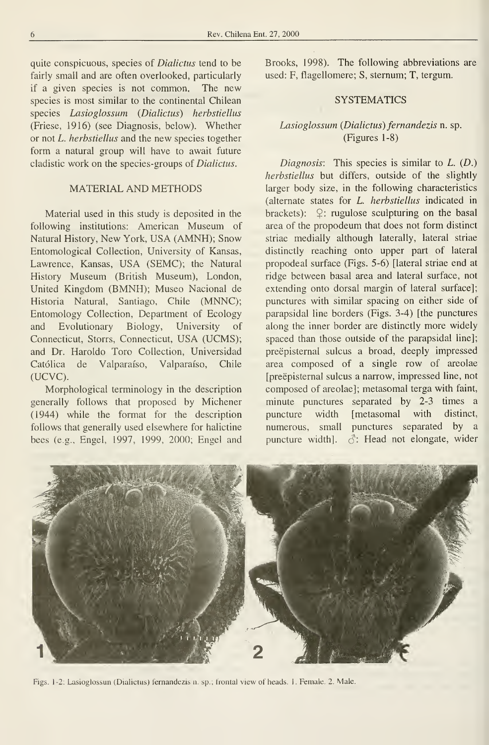quite conspicuous, species of *Dialictus* tend to be fairly small and are often overlooked, particularly if a given species is not common. The new species is most similar to the continental Chilean species *Lasioglossum* (*Dialictus*) *herbstiellus* (Friese, 1916) (see Diagnosis, below). Whether or not *L. herbstiellus* and the new species together form a natural group will have to await future cladistic work on the species-groups of *Dialictus*.

## MATERIAL AND METHODS

Material used in this study is deposited in the following institutions: American Museum of Natural History, New York, USA (AMNH); Snow Entomological Collection, University of Kansas, Lawrence, Kansas, USA (SEMC); the Natural History Museum (British Museum), London, United Kingdom (BMNH); Museo Nacional de Historia Natural, Santiago, Chile (MNNC); Entomology Collection, Department of Ecology and Evolutionary Biology, University of Connecticut, Storrs, Connecticut, USA (UCMS); and Dr. Haroldo Toro Collection, Universidad Católica de Valparaíso, Valparaíso, Chile (UCVC).

Morphological terminology in the description generally follows that proposed by Michener (1944) while the format for the description follows that generally used elsewhere for halictine bees (e.g., Engel, 1997, 1999, 2000; Engel and Brooks, 1998). The following abbreviations are used: F, flagellomere; S, sternum; T, tergum.

## SYSTEMATICS

### *Lasioglossum* (*Dialictus*) *fernandezis* n. sp.
(Figures 1-8)

*Diagnosis*: This species is similar to *L.* (*D.*) *herbstiellus* but differs, outside of the slightly larger body size, in the following characteristics (alternate states for *L. herbstiellus* indicated in brackets): ♀: rugulose sculpturing on the basal area of the propodeum that does not form distinct striae medially although laterally, lateral striae distinctly reaching onto upper part of lateral propodeal surface (Figs. 5-6) [lateral striae end at ridge between basal area and lateral surface, not extending onto dorsal margin of lateral surface]; punctures with similar spacing on either side of parapsidal line borders (Figs. 3-4) [the punctures along the inner border are distinctly more widely spaced than those outside of the parapsidal line]; preëpisternal sulcus a broad, deeply impressed area composed of a single row of areolae [preëpisternal sulcus a narrow, impressed line, not composed of areolae]; metasomal terga with faint, minute punctures separated by 2-3 times a puncture width [metasomal with distinct, numerous, small punctures separated by a puncture width]. ♂: Head not elongate, wider

Figs. 1-2: Lasioglossun (Dialictus) fernandezis n. sp.; frontal view of heads. 1. Female. 2. Male.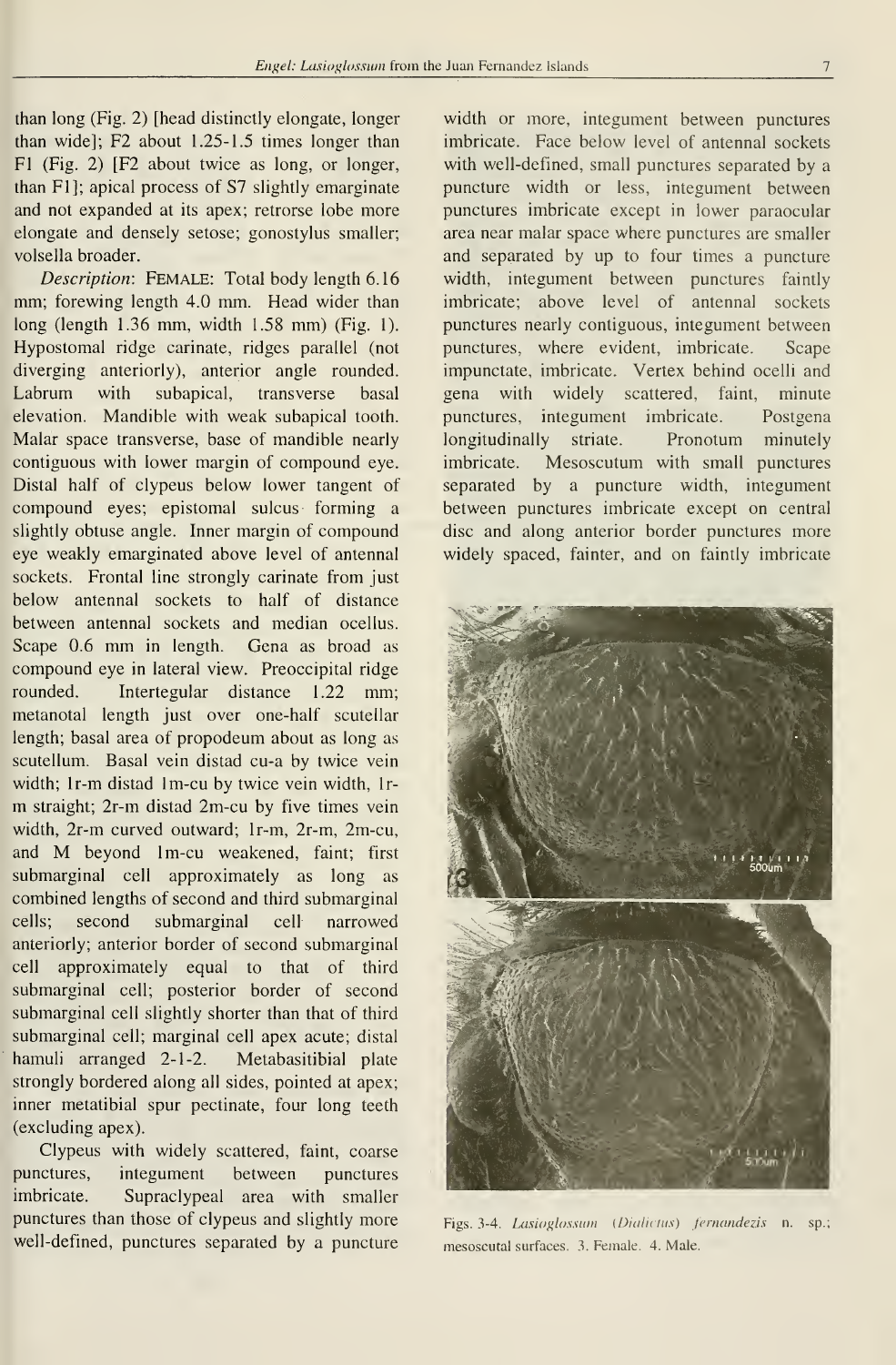than long (Fig. 2) [head distinctly elongate, longer than wide]; F2 about 1.25-1.5 times longer than F1 (Fig. 2) [F2 about twice as long, or longer, than F1]; apical process of S7 slightly emarginate and not expanded at its apex; retrorse lobe more elongate and densely setose; gonostylus smaller; volsella broader.

*Description*: FEMALE: Total body length 6.16 mm; forewing length 4.0 mm. Head wider than long (length 1.36 mm, width 1.58 mm) (Fig. 1). Hypostomal ridge carinate, ridges parallel (not diverging anteriorly), anterior angle rounded. Labrum with subapical, transverse basal elevation. Mandible with weak subapical tooth. Malar space transverse, base of mandible nearly contiguous with lower margin of compound eye. Distal half of clypeus below lower tangent of compound eyes; epistomal sulcus forming a slightly obtuse angle. Inner margin of compound eye weakly emarginated above level of antennal sockets. Frontal line strongly carinate from just below antennal sockets to half of distance between antennal sockets and median ocellus. Scape 0.6 mm in length. Gena as broad as compound eye in lateral view. Preoccipital ridge rounded. Intertegular distance 1.22 mm; metanotal length just over one-half scutellar length; basal area of propodeum about as long as scutellum. Basal vein distad cu-a by twice vein width; 1r-m distad 1m-cu by twice vein width, 1r-m straight; 2r-m distad 2m-cu by five times vein width, 2r-m curved outward; 1r-m, 2r-m, 2m-cu, and M beyond 1m-cu weakened, faint; first submarginal cell approximately as long as combined lengths of second and third submarginal cells; second submarginal cell narrowed anteriorly; anterior border of second submarginal cell approximately equal to that of third submarginal cell; posterior border of second submarginal cell slightly shorter than that of third submarginal cell; marginal cell apex acute; distal hamuli arranged 2-1-2. Metabasitibial plate strongly bordered along all sides, pointed at apex; inner metatibial spur pectinate, four long teeth (excluding apex).

Clypeus with widely scattered, faint, coarse punctures, integument between punctures imbricate. Supraclypeal area with smaller punctures than those of clypeus and slightly more well-defined, punctures separated by a puncture width or more, integument between punctures imbricate. Face below level of antennal sockets with well-defined, small punctures separated by a puncture width or less, integument between punctures imbricate except in lower paraocular area near malar space where punctures are smaller and separated by up to four times a puncture width, integument between punctures faintly imbricate; above level of antennal sockets punctures nearly contiguous, integument between punctures, where evident, imbricate. Scape impunctate, imbricate. Vertex behind ocelli and gena with widely scattered, faint, minute punctures, integument imbricate. Postgena longitudinally striate. Pronotum minutely imbricate. Mesoscutum with small punctures separated by a puncture width, integument between punctures imbricate except on central disc and along anterior border punctures more widely spaced, fainter, and on faintly imbricate

Figs. 3-4. *Lasioglossum* (*Dialictus*) *fernandezis* n. sp.; mesoscutal surfaces. 3. Female. 4. Male.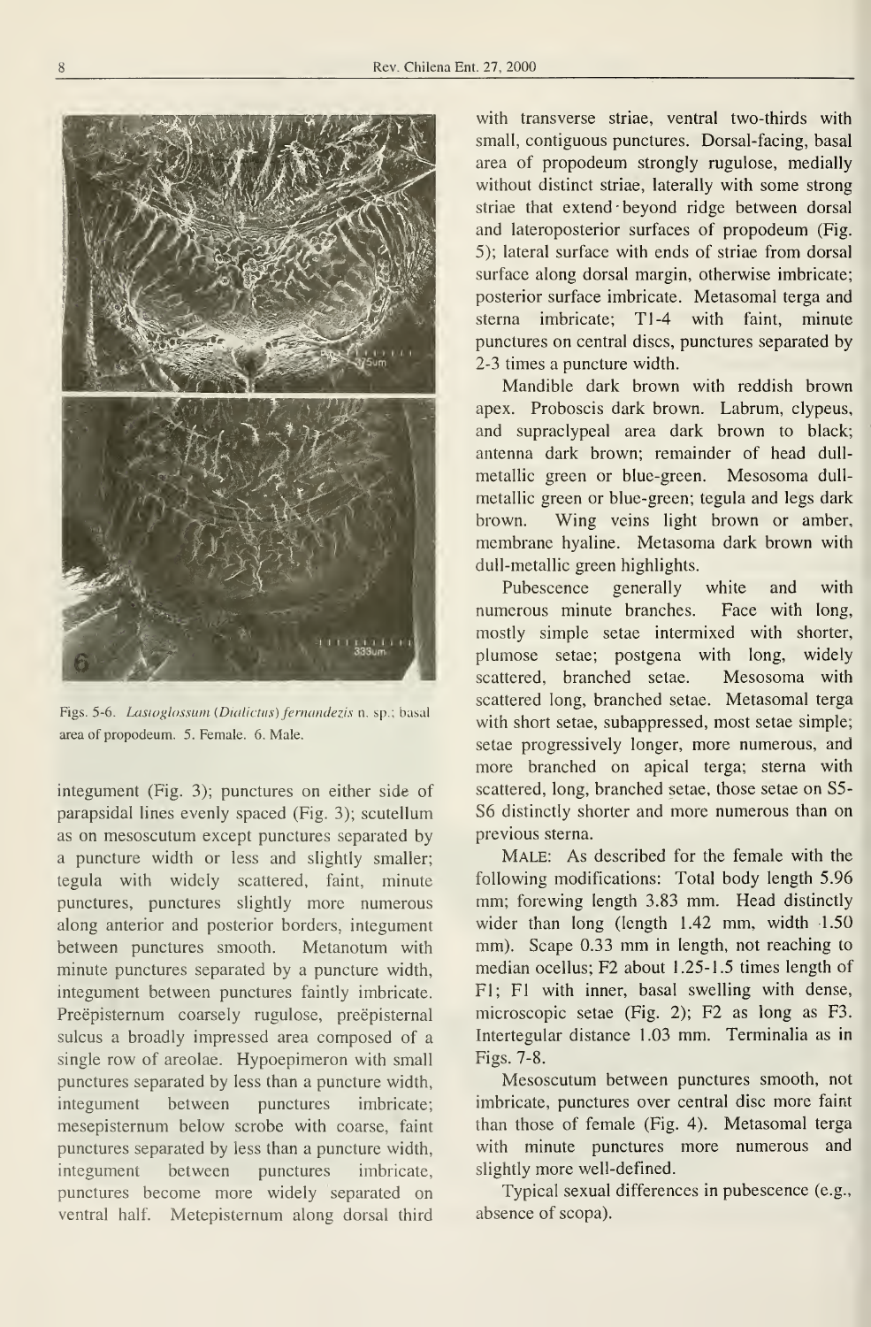Figs. 5-6. *Lasioglossum* (*Dialictus*) *fernandezis* n. sp.; basal area of propodeum. 5. Female. 6. Male.

integument (Fig. 3); punctures on either side of parapsidal lines evenly spaced (Fig. 3); scutellum as on mesoscutum except punctures separated by a puncture width or less and slightly smaller; tegula with widely scattered, faint, minute punctures, punctures slightly more numerous along anterior and posterior borders, integument between punctures smooth. Metanotum with minute punctures separated by a puncture width, integument between punctures faintly imbricate. Preëpisternum coarsely rugulose, preëpisternal sulcus a broadly impressed area composed of a single row of areolae. Hypoepimeron with small punctures separated by less than a puncture width, integument between punctures imbricate; mesepisternum below scrobe with coarse, faint punctures separated by less than a puncture width, integument between punctures imbricate, punctures become more widely separated on ventral half. Metepisternum along dorsal third with transverse striae, ventral two-thirds with small, contiguous punctures. Dorsal-facing, basal area of propodeum strongly rugulose, medially without distinct striae, laterally with some strong striae that extend beyond ridge between dorsal and lateroposterior surfaces of propodeum (Fig. 5); lateral surface with ends of striae from dorsal surface along dorsal margin, otherwise imbricate; posterior surface imbricate. Metasomal terga and sterna imbricate; T1-4 with faint, minute punctures on central discs, punctures separated by 2-3 times a puncture width.

Mandible dark brown with reddish brown apex. Proboscis dark brown. Labrum, clypeus, and supraclypeal area dark brown to black; antenna dark brown; remainder of head dull-metallic green or blue-green. Mesosoma dull-metallic green or blue-green; tegula and legs dark brown. Wing veins light brown or amber, membrane hyaline. Metasoma dark brown with dull-metallic green highlights.

Pubescence generally white and with numerous minute branches. Face with long, mostly simple setae intermixed with shorter, plumose setae; postgena with long, widely scattered, branched setae. Mesosoma with scattered long, branched setae. Metasomal terga with short setae, subappressed, most setae simple; setae progressively longer, more numerous, and more branched on apical terga; sterna with scattered, long, branched setae, those setae on S5-S6 distinctly shorter and more numerous than on previous sterna.

MALE: As described for the female with the following modifications: Total body length 5.96 mm; forewing length 3.83 mm. Head distinctly wider than long (length 1.42 mm, width 1.50 mm). Scape 0.33 mm in length, not reaching to median ocellus; F2 about 1.25-1.5 times length of F1; F1 with inner, basal swelling with dense, microscopic setae (Fig. 2); F2 as long as F3. Intertegular distance 1.03 mm. Terminalia as in Figs. 7-8.

Mesoscutum between punctures smooth, not imbricate, punctures over central disc more faint than those of female (Fig. 4). Metasomal terga with minute punctures more numerous and slightly more well-defined.

Typical sexual differences in pubescence (e.g., absence of scopa).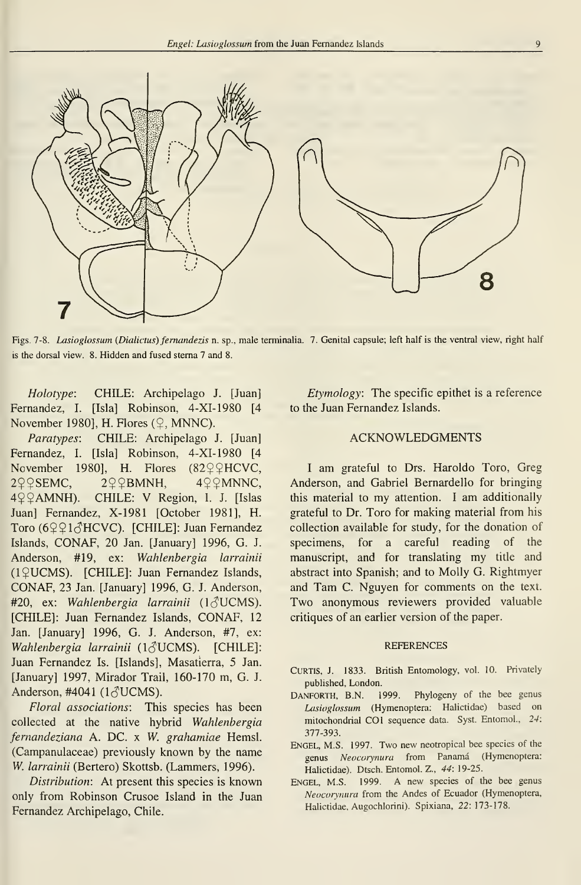Figs. 7-8. *Lasioglossum (Dialictus) fernandezis* n. sp., male terminalia. 7. Genital capsule; left half is the ventral view, right half is the dorsal view. 8. Hidden and fused sterna 7 and 8.

*Holotype*: CHILE: Archipelago J. [Juan] Fernandez, I. [Isla] Robinson, 4-XI-1980 [4 November 1980], H. Flores (♀, MNNC).

*Paratypes*: CHILE: Archipelago J. [Juan] Fernandez, I. [Isla] Robinson, 4-XI-1980 [4 November 1980], H. Flores (82♀♀HCVC, 2♀♀SEMC, 2♀♀BMNH, 4♀♀MNNC, 4♀♀AMNH). CHILE: V Region, I. J. [Islas Juan] Fernandez, X-1981 [October 1981], H. Toro (6♀♀1♂HCVC). [CHILE]: Juan Fernandez Islands, CONAF, 20 Jan. [January] 1996, G. J. Anderson, #19, ex: *Wahlenbergia larrainii* (1♀UCMS). [CHILE]: Juan Fernandez Islands, CONAF, 23 Jan. [January] 1996, G. J. Anderson, #20, ex: *Wahlenbergia larrainii* (1♂UCMS). [CHILE]: Juan Fernandez Islands, CONAF, 12 Jan. [January] 1996, G. J. Anderson, #7, ex: *Wahlenbergia larrainii* (1♂UCMS). [CHILE]: Juan Fernandez Is. [Islands], Masatierra, 5 Jan. [January] 1997, Mirador Trail, 160-170 m, G. J. Anderson, #4041 (1♂UCMS).

*Floral associations*: This species has been collected at the native hybrid *Wahlenbergia fernandeziana* A. DC. x *W. grahamiae* Hemsl. (Campanulaceae) previously known by the name *W. larrainii* (Bertero) Skottsb. (Lammers, 1996).

*Distribution*: At present this species is known only from Robinson Crusoe Island in the Juan Fernandez Archipelago, Chile.

*Etymology*: The specific epithet is a reference to the Juan Fernandez Islands.

## ACKNOWLEDGMENTS

I am grateful to Drs. Haroldo Toro, Greg Anderson, and Gabriel Bernardello for bringing this material to my attention. I am additionally grateful to Dr. Toro for making material from his collection available for study, for the donation of specimens, for a careful reading of the manuscript, and for translating my title and abstract into Spanish; and to Molly G. Rightmyer and Tam C. Nguyen for comments on the text. Two anonymous reviewers provided valuable critiques of an earlier version of the paper.

## REFERENCES

CURTIS, J. 1833. British Entomology, vol. 10. Privately published, London.

DANFORTH, B.N. 1999. Phylogeny of the bee genus *Lasioglossum* (Hymenoptera: Halictidae) based on mitochondrial CO1 sequence data. Syst. Entomol., *24*: 377-393.

ENGEL, M.S. 1997. Two new neotropical bee species of the genus *Neocorynura* from Panamá (Hymenoptera: Halictidae). Dtsch. Entomol. Z., *44*: 19-25.

ENGEL, M.S. 1999. A new species of the bee genus *Neocorynura* from the Andes of Ecuador (Hymenoptera, Halictidae, Augochlorini). Spixiana, *22*: 173-178.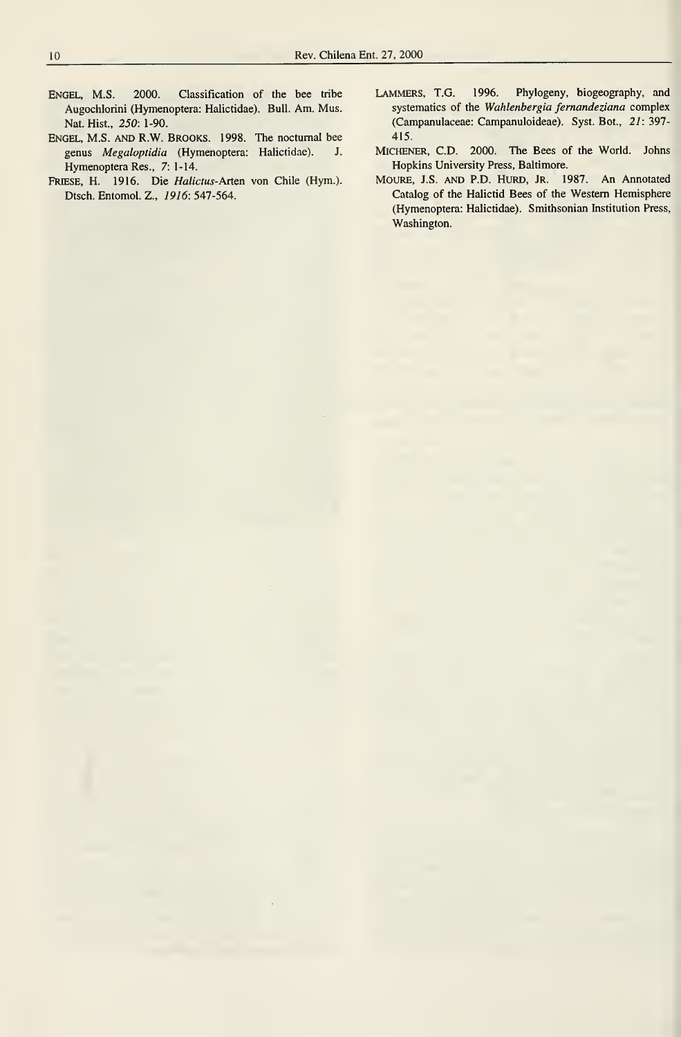ENGEL, M.S. 2000. Classification of the bee tribe Augochlorini (Hymenoptera: Halictidae). Bull. Am. Mus. Nat. Hist., *250*: 1-90.

ENGEL, M.S. AND R.W. BROOKS. 1998. The nocturnal bee genus *Megaloptidia* (Hymenoptera: Halictidae). J. Hymenoptera Res., *7*: 1-14.

FRIESE, H. 1916. Die *Halictus*-Arten von Chile (Hym.). Dtsch. Entomol. Z., *1916*: 547-564.

LAMMERS, T.G. 1996. Phylogeny, biogeography, and systematics of the *Wahlenbergia fernandeziana* complex (Campanulaceae: Campanuloideae). Syst. Bot., *21*: 397-415.

MICHENER, C.D. 2000. The Bees of the World. Johns Hopkins University Press, Baltimore.

MOURE, J.S. AND P.D. HURD, JR. 1987. An Annotated Catalog of the Halictid Bees of the Western Hemisphere (Hymenoptera: Halictidae). Smithsonian Institution Press, Washington.